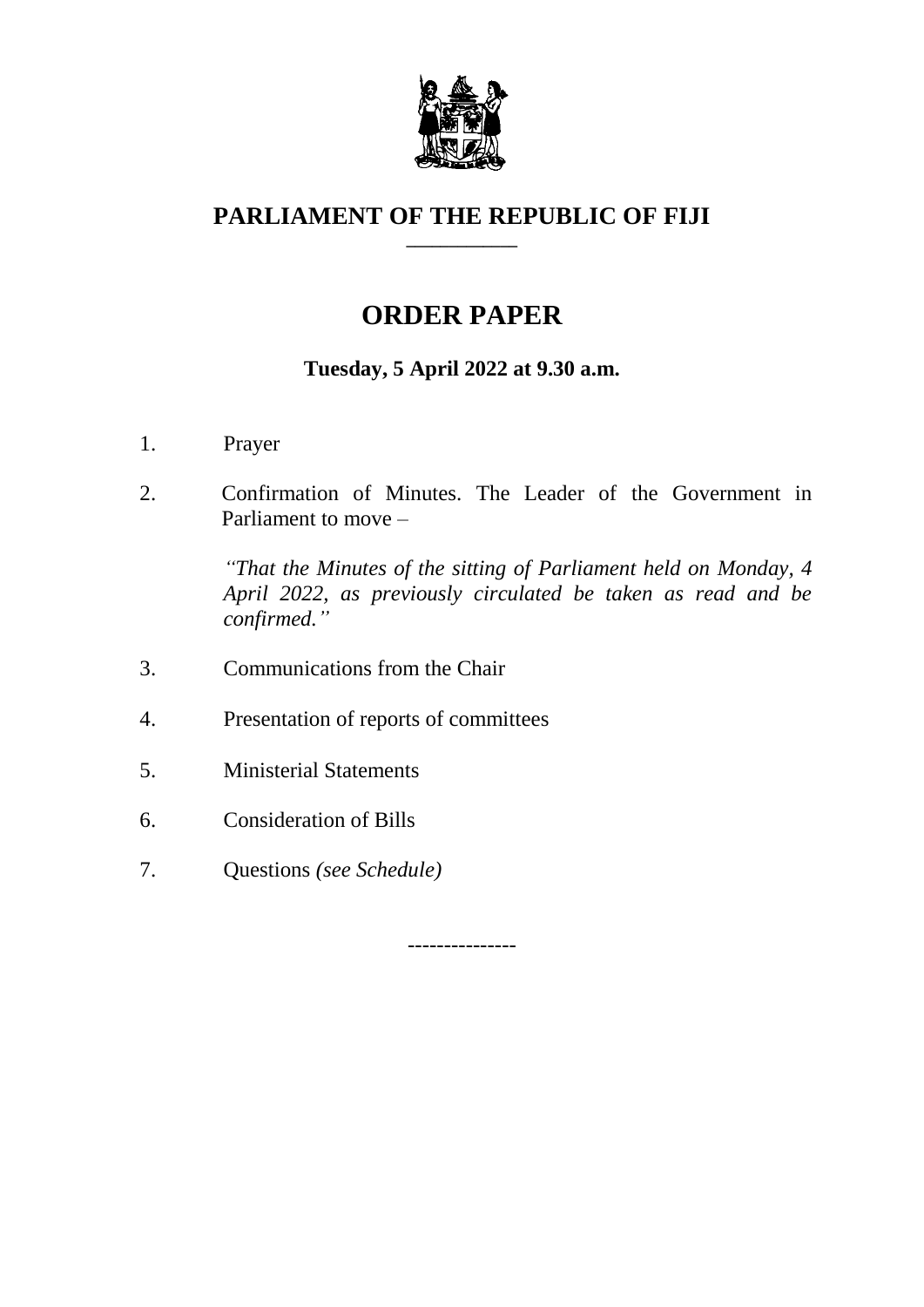# PARLIAMENT OF THE REPUBLIC OF FIJI

## ORDER PAPER

**Tuesday, 5 April 2022 at 9.30 a.m.**

1. Prayer

2. Confirmation of Minutes. The Leader of the Government in Parliament to move –

   *"That the Minutes of the sitting of Parliament held on Monday, 4 April 2022, as previously circulated be taken as read and be confirmed."*

3. Communications from the Chair

4. Presentation of reports of committees

5. Ministerial Statements

6. Consideration of Bills

7. Questions *(see Schedule)*

---------------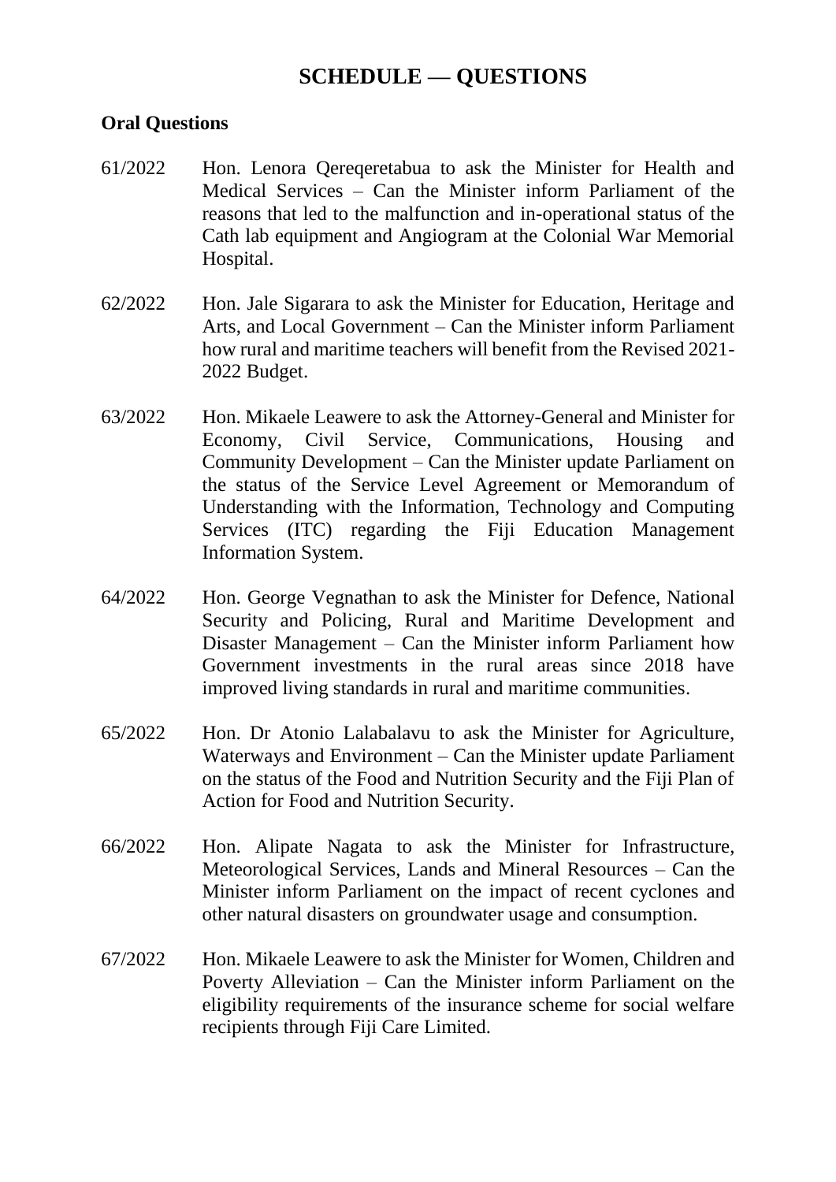# SCHEDULE — QUESTIONS

**Oral Questions**

61/2022 Hon. Lenora Qereqeretabua to ask the Minister for Health and Medical Services – Can the Minister inform Parliament of the reasons that led to the malfunction and in-operational status of the Cath lab equipment and Angiogram at the Colonial War Memorial Hospital.

62/2022 Hon. Jale Sigarara to ask the Minister for Education, Heritage and Arts, and Local Government – Can the Minister inform Parliament how rural and maritime teachers will benefit from the Revised 2021-2022 Budget.

63/2022 Hon. Mikaele Leawere to ask the Attorney-General and Minister for Economy, Civil Service, Communications, Housing and Community Development – Can the Minister update Parliament on the status of the Service Level Agreement or Memorandum of Understanding with the Information, Technology and Computing Services (ITC) regarding the Fiji Education Management Information System.

64/2022 Hon. George Vegnathan to ask the Minister for Defence, National Security and Policing, Rural and Maritime Development and Disaster Management – Can the Minister inform Parliament how Government investments in the rural areas since 2018 have improved living standards in rural and maritime communities.

65/2022 Hon. Dr Atonio Lalabalavu to ask the Minister for Agriculture, Waterways and Environment – Can the Minister update Parliament on the status of the Food and Nutrition Security and the Fiji Plan of Action for Food and Nutrition Security.

66/2022 Hon. Alipate Nagata to ask the Minister for Infrastructure, Meteorological Services, Lands and Mineral Resources – Can the Minister inform Parliament on the impact of recent cyclones and other natural disasters on groundwater usage and consumption.

67/2022 Hon. Mikaele Leawere to ask the Minister for Women, Children and Poverty Alleviation – Can the Minister inform Parliament on the eligibility requirements of the insurance scheme for social welfare recipients through Fiji Care Limited.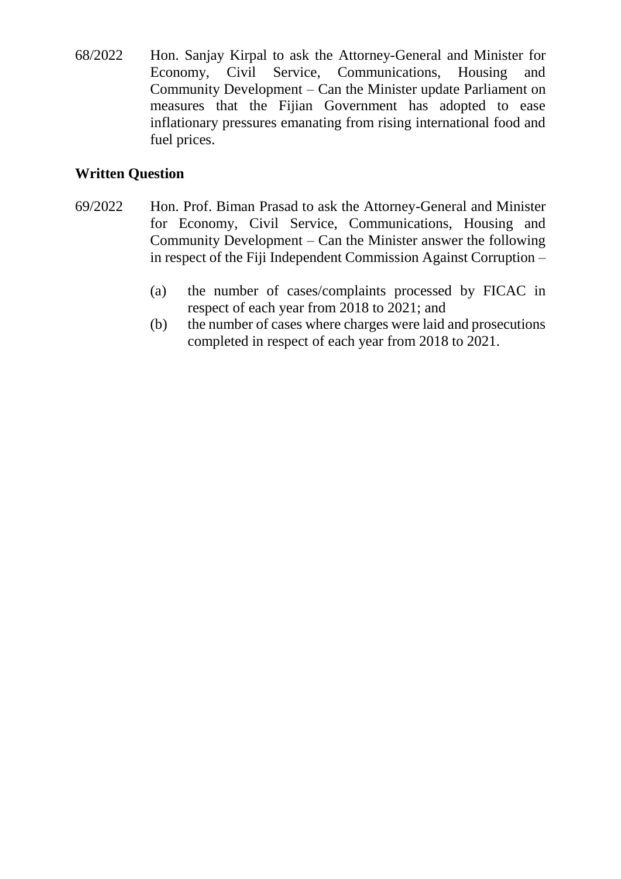68/2022 Hon. Sanjay Kirpal to ask the Attorney-General and Minister for Economy, Civil Service, Communications, Housing and Community Development – Can the Minister update Parliament on measures that the Fijian Government has adopted to ease inflationary pressures emanating from rising international food and fuel prices.

**Written Question**

69/2022 Hon. Prof. Biman Prasad to ask the Attorney-General and Minister for Economy, Civil Service, Communications, Housing and Community Development – Can the Minister answer the following in respect of the Fiji Independent Commission Against Corruption –

(a) the number of cases/complaints processed by FICAC in respect of each year from 2018 to 2021; and

(b) the number of cases where charges were laid and prosecutions completed in respect of each year from 2018 to 2021.